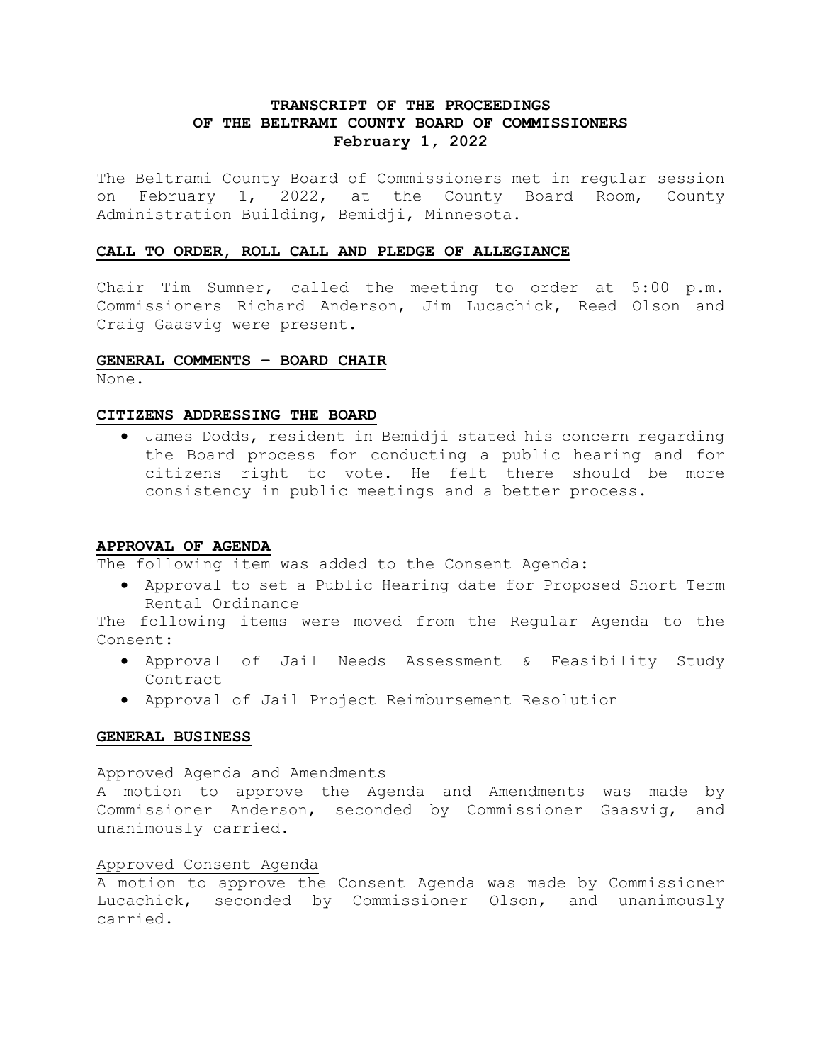# TRANSCRIPT OF THE PROCEEDINGS OF THE BELTRAMI COUNTY BOARD OF COMMISSIONERS

**February 1, 2022**

The Beltrami County Board of Commissioners met in regular session on February 1, 2022, at the County Board Room, County Administration Building, Bemidji, Minnesota.

## CALL TO ORDER, ROLL CALL AND PLEDGE OF ALLEGIANCE

Chair Tim Sumner, called the meeting to order at 5:00 p.m. Commissioners Richard Anderson, Jim Lucachick, Reed Olson and Craig Gaasvig were present.

## GENERAL COMMENTS – BOARD CHAIR

None.

## CITIZENS ADDRESSING THE BOARD

- James Dodds, resident in Bemidji stated his concern regarding the Board process for conducting a public hearing and for citizens right to vote. He felt there should be more consistency in public meetings and a better process.

## APPROVAL OF AGENDA

The following item was added to the Consent Agenda:

- Approval to set a Public Hearing date for Proposed Short Term Rental Ordinance

The following items were moved from the Regular Agenda to the Consent:

- Approval of Jail Needs Assessment & Feasibility Study Contract
- Approval of Jail Project Reimbursement Resolution

## GENERAL BUSINESS

### Approved Agenda and Amendments

A motion to approve the Agenda and Amendments was made by Commissioner Anderson, seconded by Commissioner Gaasvig, and unanimously carried.

### Approved Consent Agenda

A motion to approve the Consent Agenda was made by Commissioner Lucachick, seconded by Commissioner Olson, and unanimously carried.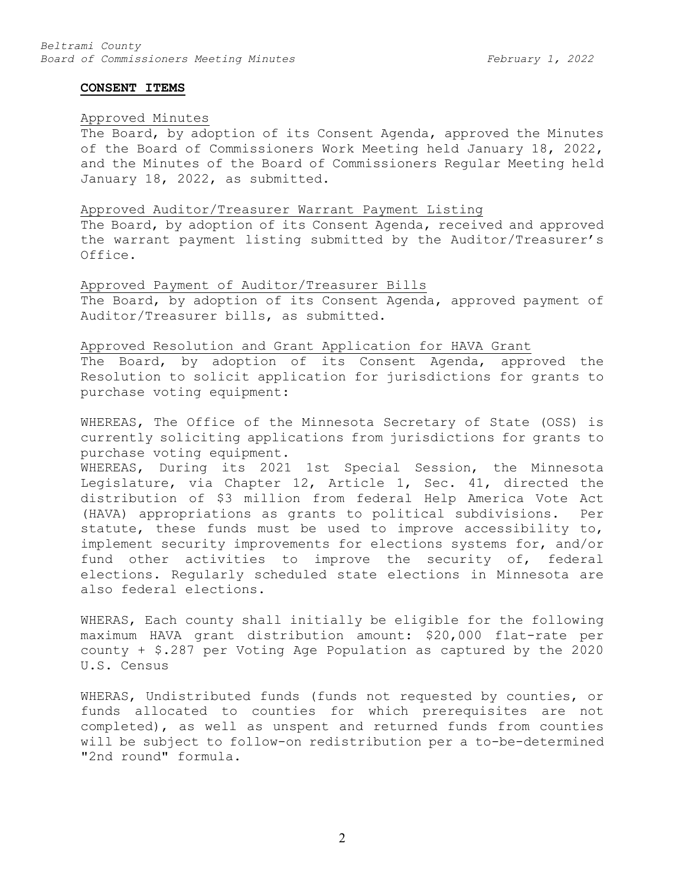## CONSENT ITEMS

Approved Minutes

The Board, by adoption of its Consent Agenda, approved the Minutes of the Board of Commissioners Work Meeting held January 18, 2022, and the Minutes of the Board of Commissioners Regular Meeting held January 18, 2022, as submitted.

Approved Auditor/Treasurer Warrant Payment Listing

The Board, by adoption of its Consent Agenda, received and approved the warrant payment listing submitted by the Auditor/Treasurer's Office.

Approved Payment of Auditor/Treasurer Bills

The Board, by adoption of its Consent Agenda, approved payment of Auditor/Treasurer bills, as submitted.

Approved Resolution and Grant Application for HAVA Grant

The Board, by adoption of its Consent Agenda, approved the Resolution to solicit application for jurisdictions for grants to purchase voting equipment:

WHEREAS, The Office of the Minnesota Secretary of State (OSS) is currently soliciting applications from jurisdictions for grants to purchase voting equipment.

WHEREAS, During its 2021 1st Special Session, the Minnesota Legislature, via Chapter 12, Article 1, Sec. 41, directed the distribution of $3 million from federal Help America Vote Act (HAVA) appropriations as grants to political subdivisions. Per statute, these funds must be used to improve accessibility to, implement security improvements for elections systems for, and/or fund other activities to improve the security of, federal elections. Regularly scheduled state elections in Minnesota are also federal elections.

WHERAS, Each county shall initially be eligible for the following maximum HAVA grant distribution amount: $20,000 flat-rate per county + $.287 per Voting Age Population as captured by the 2020 U.S. Census

WHERAS, Undistributed funds (funds not requested by counties, or funds allocated to counties for which prerequisites are not completed), as well as unspent and returned funds from counties will be subject to follow-on redistribution per a to-be-determined "2nd round" formula.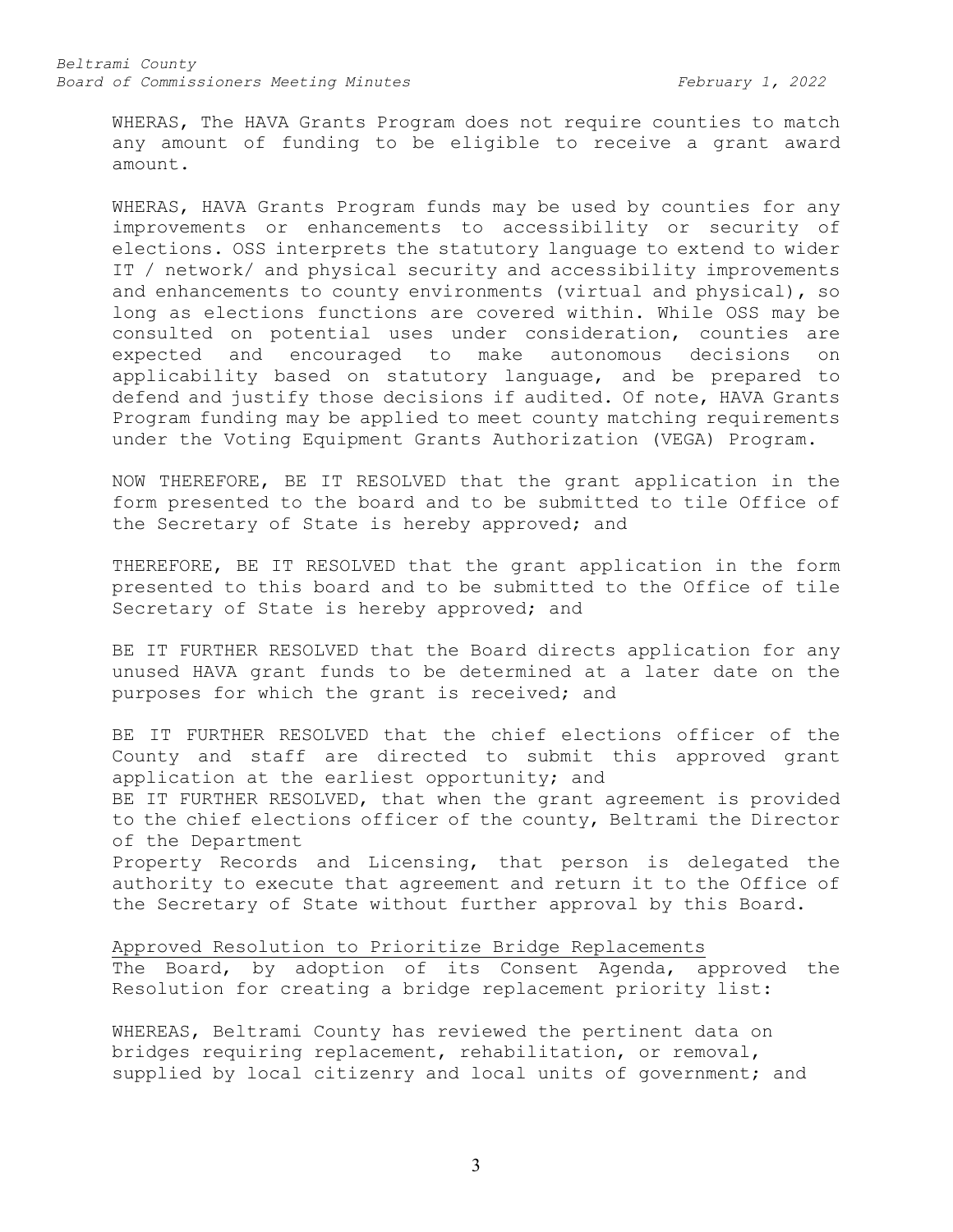WHERAS, The HAVA Grants Program does not require counties to match any amount of funding to be eligible to receive a grant award amount.

WHERAS, HAVA Grants Program funds may be used by counties for any improvements or enhancements to accessibility or security of elections. OSS interprets the statutory language to extend to wider IT / network/ and physical security and accessibility improvements and enhancements to county environments (virtual and physical), so long as elections functions are covered within. While OSS may be consulted on potential uses under consideration, counties are expected and encouraged to make autonomous decisions on applicability based on statutory language, and be prepared to defend and justify those decisions if audited. Of note, HAVA Grants Program funding may be applied to meet county matching requirements under the Voting Equipment Grants Authorization (VEGA) Program.

NOW THEREFORE, BE IT RESOLVED that the grant application in the form presented to the board and to be submitted to tile Office of the Secretary of State is hereby approved; and

THEREFORE, BE IT RESOLVED that the grant application in the form presented to this board and to be submitted to the Office of tile Secretary of State is hereby approved; and

BE IT FURTHER RESOLVED that the Board directs application for any unused HAVA grant funds to be determined at a later date on the purposes for which the grant is received; and

BE IT FURTHER RESOLVED that the chief elections officer of the County and staff are directed to submit this approved grant application at the earliest opportunity; and
BE IT FURTHER RESOLVED, that when the grant agreement is provided to the chief elections officer of the county, Beltrami the Director of the Department
Property Records and Licensing, that person is delegated the authority to execute that agreement and return it to the Office of the Secretary of State without further approval by this Board.

Approved Resolution to Prioritize Bridge Replacements
The Board, by adoption of its Consent Agenda, approved the Resolution for creating a bridge replacement priority list:

WHEREAS, Beltrami County has reviewed the pertinent data on bridges requiring replacement, rehabilitation, or removal, supplied by local citizenry and local units of government; and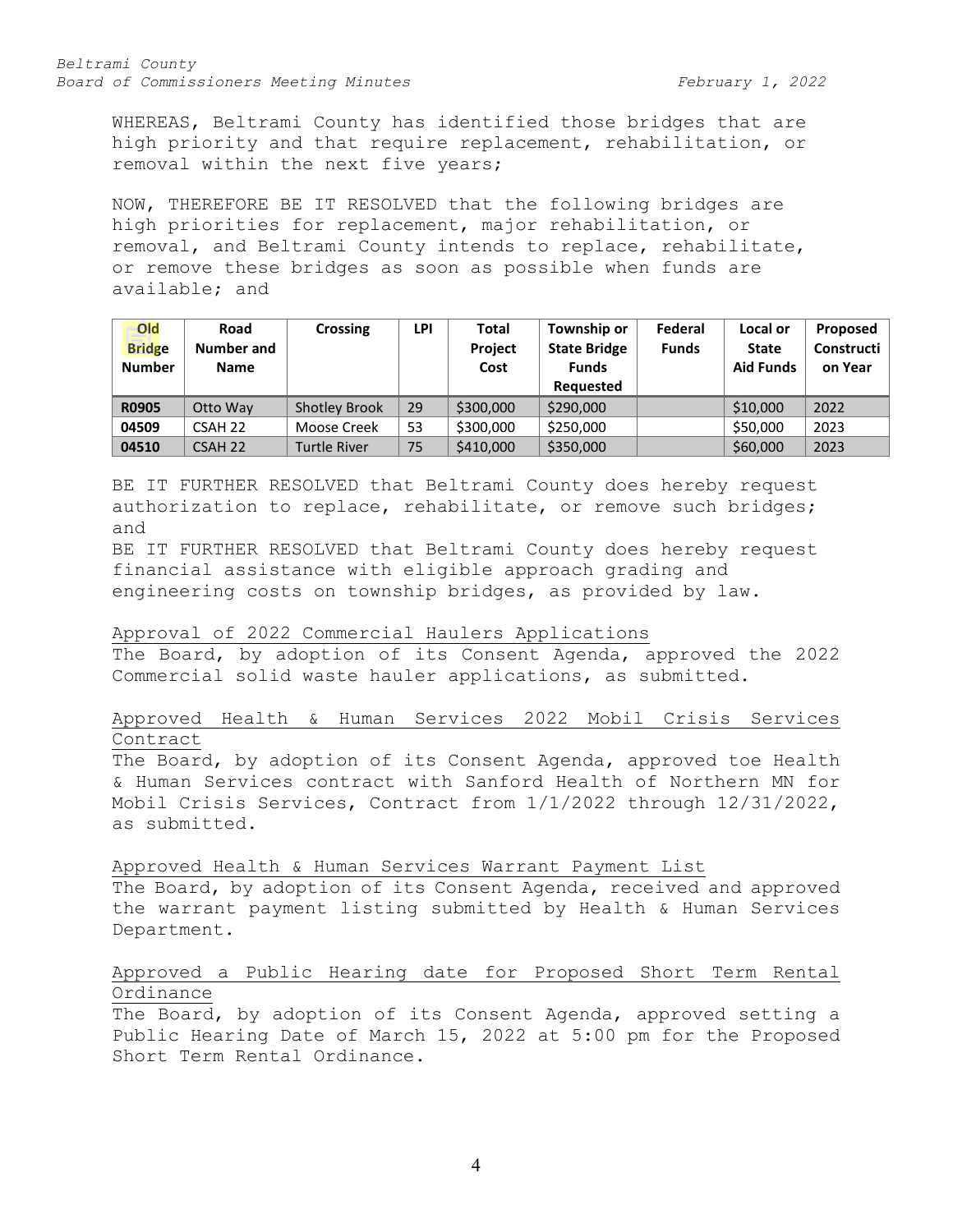WHEREAS, Beltrami County has identified those bridges that are high priority and that require replacement, rehabilitation, or removal within the next five years;

NOW, THEREFORE BE IT RESOLVED that the following bridges are high priorities for replacement, major rehabilitation, or removal, and Beltrami County intends to replace, rehabilitate, or remove these bridges as soon as possible when funds are available; and

| Old Bridge Number | Road Number and Name | Crossing | LPI | Total Project Cost | Township or State Bridge Funds Requested | Federal Funds | Local or State Aid Funds | Proposed Construction Year |
|---|---|---|---|---|---|---|---|---|
| **R0905** | Otto Way | Shotley Brook | 29 | $300,000 | $290,000 | | $10,000 | 2022 |
| **04509** | CSAH 22 | Moose Creek | 53 | $300,000 | $250,000 | | $50,000 | 2023 |
| **04510** | CSAH 22 | Turtle River | 75 | $410,000 | $350,000 | | $60,000 | 2023 |

BE IT FURTHER RESOLVED that Beltrami County does hereby request authorization to replace, rehabilitate, or remove such bridges; and

BE IT FURTHER RESOLVED that Beltrami County does hereby request financial assistance with eligible approach grading and engineering costs on township bridges, as provided by law.

Approval of 2022 Commercial Haulers Applications

The Board, by adoption of its Consent Agenda, approved the 2022 Commercial solid waste hauler applications, as submitted.

Approved Health & Human Services 2022 Mobil Crisis Services Contract

The Board, by adoption of its Consent Agenda, approved toe Health & Human Services contract with Sanford Health of Northern MN for Mobil Crisis Services, Contract from 1/1/2022 through 12/31/2022, as submitted.

Approved Health & Human Services Warrant Payment List

The Board, by adoption of its Consent Agenda, received and approved the warrant payment listing submitted by Health & Human Services Department.

Approved a Public Hearing date for Proposed Short Term Rental Ordinance

The Board, by adoption of its Consent Agenda, approved setting a Public Hearing Date of March 15, 2022 at 5:00 pm for the Proposed Short Term Rental Ordinance.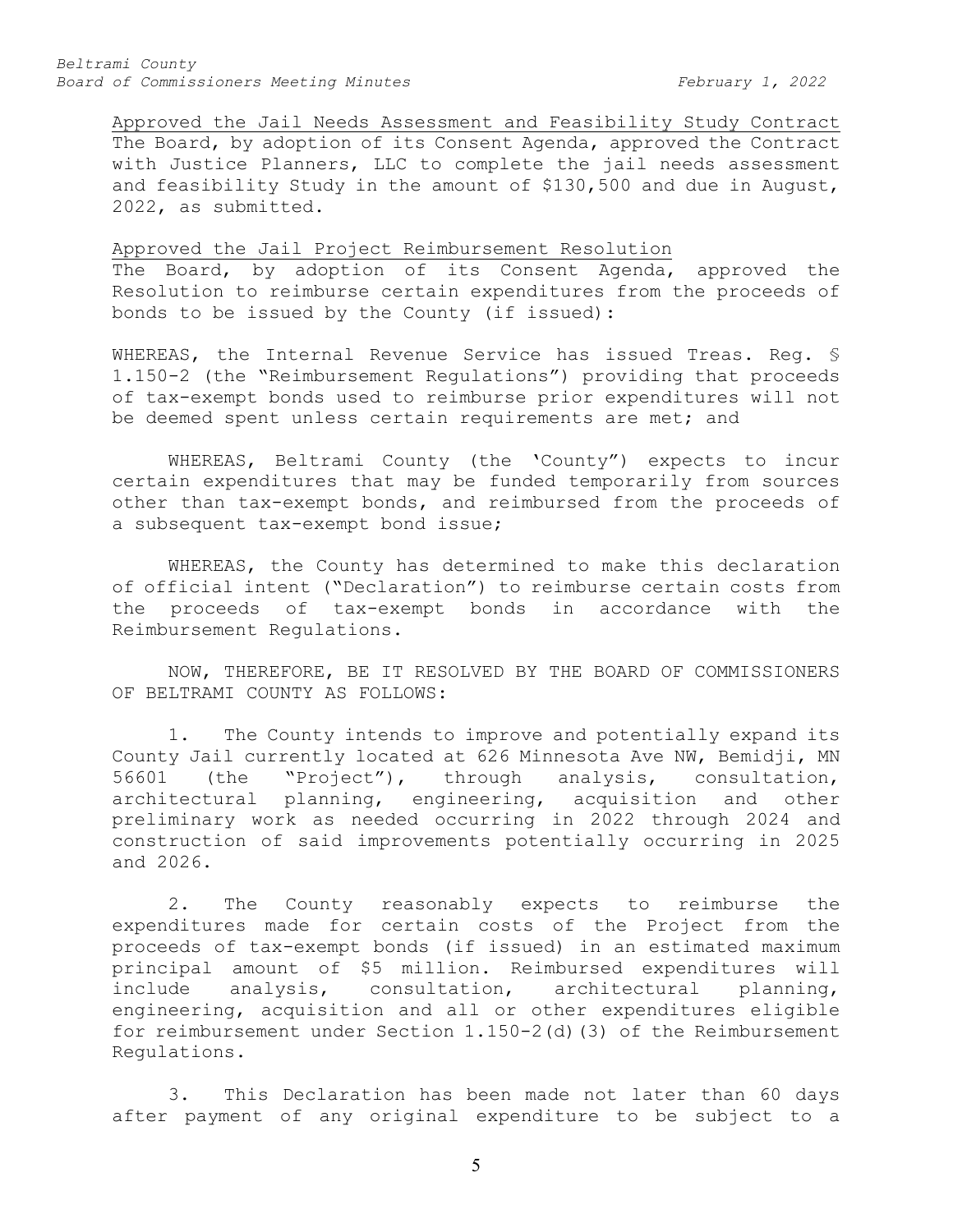Approved the Jail Needs Assessment and Feasibility Study Contract

The Board, by adoption of its Consent Agenda, approved the Contract with Justice Planners, LLC to complete the jail needs assessment and feasibility Study in the amount of $130,500 and due in August, 2022, as submitted.

Approved the Jail Project Reimbursement Resolution

The Board, by adoption of its Consent Agenda, approved the Resolution to reimburse certain expenditures from the proceeds of bonds to be issued by the County (if issued):

WHEREAS, the Internal Revenue Service has issued Treas. Reg. § 1.150-2 (the "Reimbursement Regulations") providing that proceeds of tax-exempt bonds used to reimburse prior expenditures will not be deemed spent unless certain requirements are met; and

WHEREAS, Beltrami County (the 'County") expects to incur certain expenditures that may be funded temporarily from sources other than tax-exempt bonds, and reimbursed from the proceeds of a subsequent tax-exempt bond issue;

WHEREAS, the County has determined to make this declaration of official intent ("Declaration") to reimburse certain costs from the proceeds of tax-exempt bonds in accordance with the Reimbursement Regulations.

NOW, THEREFORE, BE IT RESOLVED BY THE BOARD OF COMMISSIONERS OF BELTRAMI COUNTY AS FOLLOWS:

1. The County intends to improve and potentially expand its County Jail currently located at 626 Minnesota Ave NW, Bemidji, MN 56601 (the "Project"), through analysis, consultation, architectural planning, engineering, acquisition and other preliminary work as needed occurring in 2022 through 2024 and construction of said improvements potentially occurring in 2025 and 2026.

2. The County reasonably expects to reimburse the expenditures made for certain costs of the Project from the proceeds of tax-exempt bonds (if issued) in an estimated maximum principal amount of $5 million. Reimbursed expenditures will include analysis, consultation, architectural planning, engineering, acquisition and all or other expenditures eligible for reimbursement under Section 1.150-2(d)(3) of the Reimbursement Regulations.

3. This Declaration has been made not later than 60 days after payment of any original expenditure to be subject to a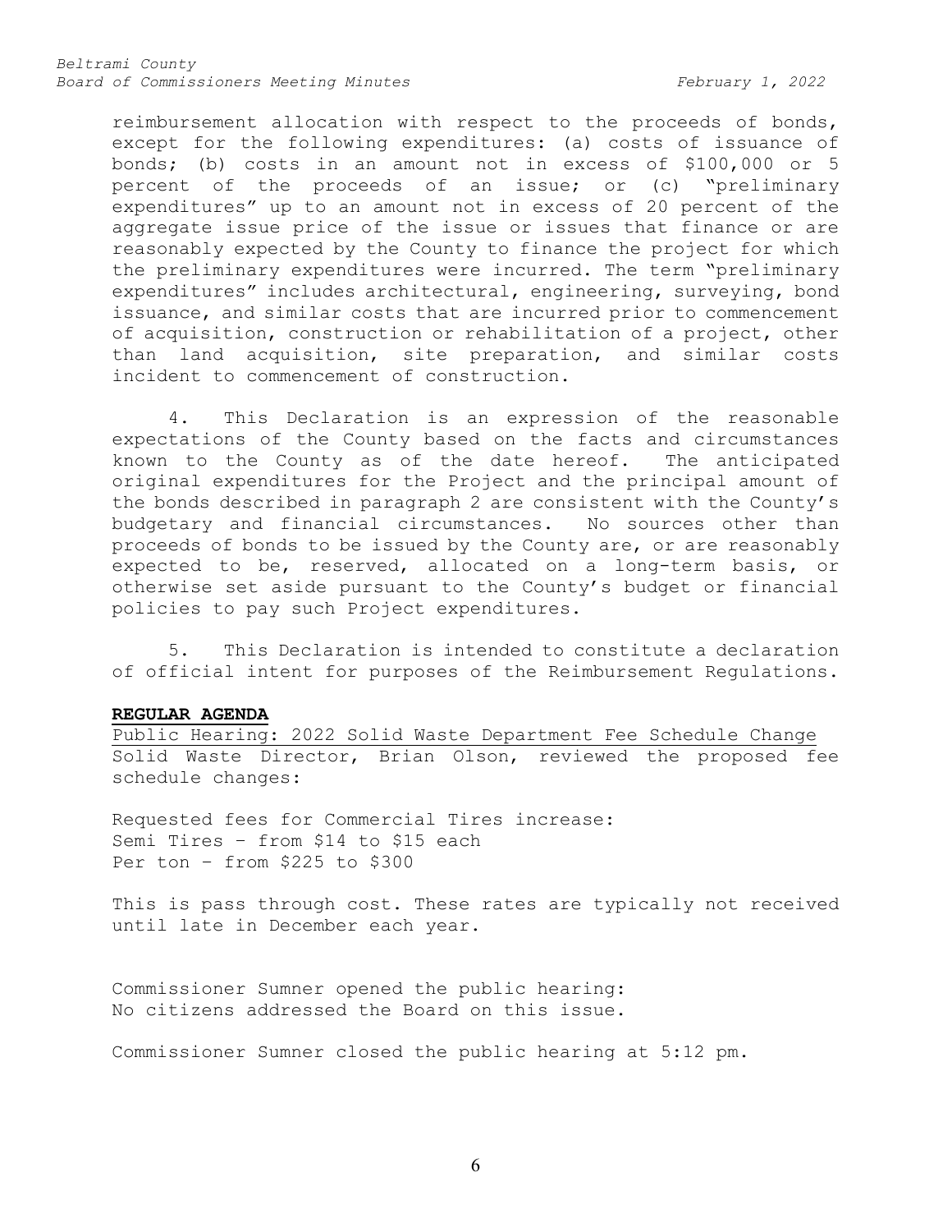reimbursement allocation with respect to the proceeds of bonds, except for the following expenditures: (a) costs of issuance of bonds; (b) costs in an amount not in excess of $100,000 or 5 percent of the proceeds of an issue; or (c) "preliminary expenditures" up to an amount not in excess of 20 percent of the aggregate issue price of the issue or issues that finance or are reasonably expected by the County to finance the project for which the preliminary expenditures were incurred. The term "preliminary expenditures" includes architectural, engineering, surveying, bond issuance, and similar costs that are incurred prior to commencement of acquisition, construction or rehabilitation of a project, other than land acquisition, site preparation, and similar costs incident to commencement of construction.

4. This Declaration is an expression of the reasonable expectations of the County based on the facts and circumstances known to the County as of the date hereof. The anticipated original expenditures for the Project and the principal amount of the bonds described in paragraph 2 are consistent with the County's budgetary and financial circumstances. No sources other than proceeds of bonds to be issued by the County are, or are reasonably expected to be, reserved, allocated on a long-term basis, or otherwise set aside pursuant to the County's budget or financial policies to pay such Project expenditures.

5. This Declaration is intended to constitute a declaration of official intent for purposes of the Reimbursement Regulations.

**REGULAR AGENDA**

Public Hearing: 2022 Solid Waste Department Fee Schedule Change

Solid Waste Director, Brian Olson, reviewed the proposed fee schedule changes:

Requested fees for Commercial Tires increase:
Semi Tires – from $14 to $15 each
Per ton – from $225 to $300

This is pass through cost. These rates are typically not received until late in December each year.

Commissioner Sumner opened the public hearing:
No citizens addressed the Board on this issue.

Commissioner Sumner closed the public hearing at 5:12 pm.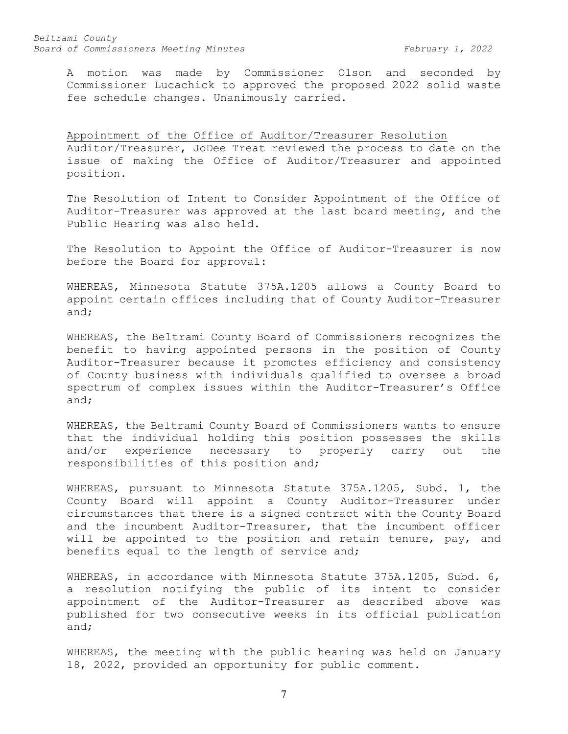A motion was made by Commissioner Olson and seconded by Commissioner Lucachick to approved the proposed 2022 solid waste fee schedule changes. Unanimously carried.

Appointment of the Office of Auditor/Treasurer Resolution

Auditor/Treasurer, JoDee Treat reviewed the process to date on the issue of making the Office of Auditor/Treasurer and appointed position.

The Resolution of Intent to Consider Appointment of the Office of Auditor-Treasurer was approved at the last board meeting, and the Public Hearing was also held.

The Resolution to Appoint the Office of Auditor-Treasurer is now before the Board for approval:

WHEREAS, Minnesota Statute 375A.1205 allows a County Board to appoint certain offices including that of County Auditor-Treasurer and;

WHEREAS, the Beltrami County Board of Commissioners recognizes the benefit to having appointed persons in the position of County Auditor-Treasurer because it promotes efficiency and consistency of County business with individuals qualified to oversee a broad spectrum of complex issues within the Auditor-Treasurer's Office and;

WHEREAS, the Beltrami County Board of Commissioners wants to ensure that the individual holding this position possesses the skills and/or experience necessary to properly carry out the responsibilities of this position and;

WHEREAS, pursuant to Minnesota Statute 375A.1205, Subd. 1, the County Board will appoint a County Auditor-Treasurer under circumstances that there is a signed contract with the County Board and the incumbent Auditor-Treasurer, that the incumbent officer will be appointed to the position and retain tenure, pay, and benefits equal to the length of service and;

WHEREAS, in accordance with Minnesota Statute 375A.1205, Subd. 6, a resolution notifying the public of its intent to consider appointment of the Auditor-Treasurer as described above was published for two consecutive weeks in its official publication and;

WHEREAS, the meeting with the public hearing was held on January 18, 2022, provided an opportunity for public comment.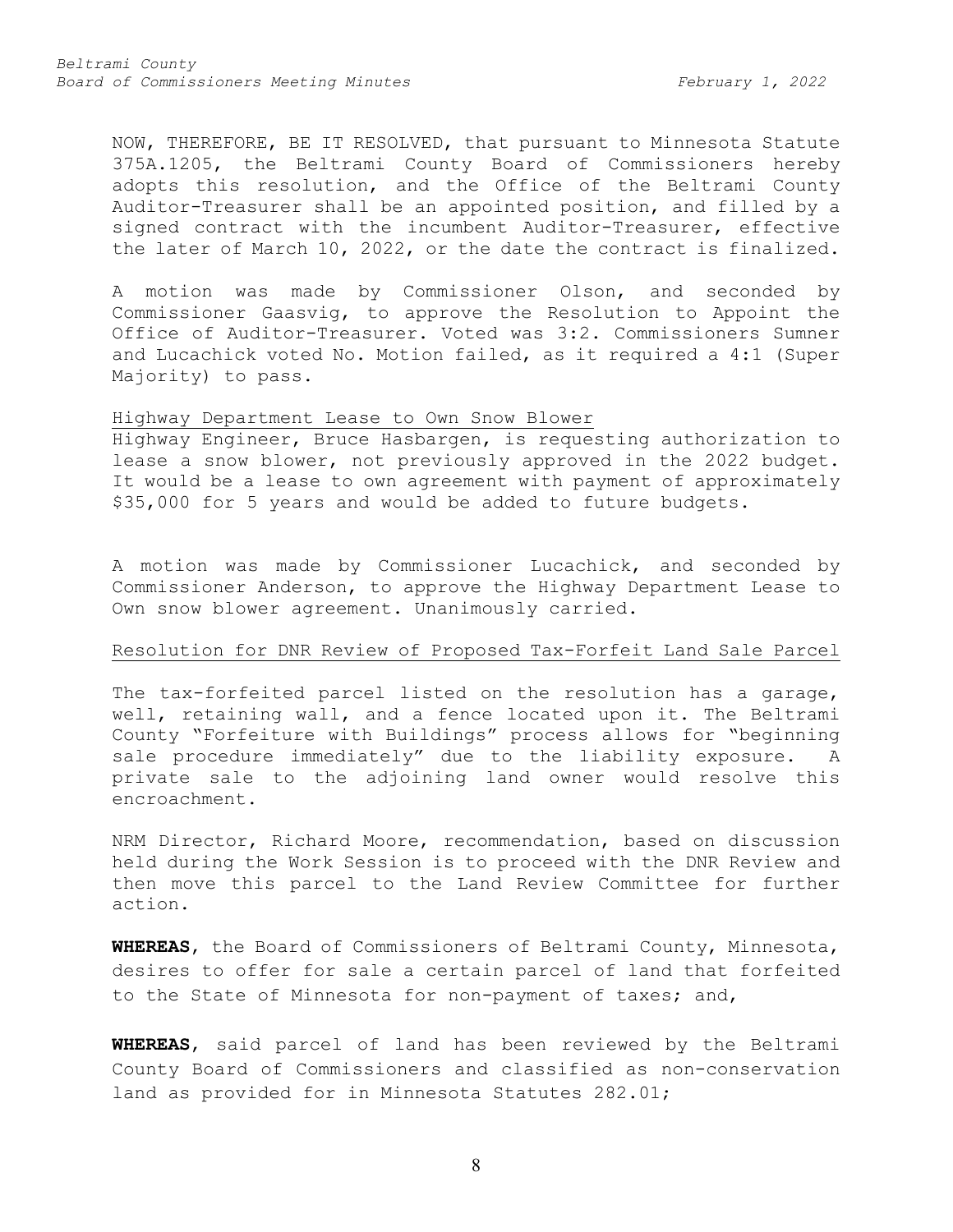NOW, THEREFORE, BE IT RESOLVED, that pursuant to Minnesota Statute 375A.1205, the Beltrami County Board of Commissioners hereby adopts this resolution, and the Office of the Beltrami County Auditor-Treasurer shall be an appointed position, and filled by a signed contract with the incumbent Auditor-Treasurer, effective the later of March 10, 2022, or the date the contract is finalized.

A motion was made by Commissioner Olson, and seconded by Commissioner Gaasvig, to approve the Resolution to Appoint the Office of Auditor-Treasurer. Voted was 3:2. Commissioners Sumner and Lucachick voted No. Motion failed, as it required a 4:1 (Super Majority) to pass.

Highway Department Lease to Own Snow Blower

Highway Engineer, Bruce Hasbargen, is requesting authorization to lease a snow blower, not previously approved in the 2022 budget. It would be a lease to own agreement with payment of approximately $35,000 for 5 years and would be added to future budgets.

A motion was made by Commissioner Lucachick, and seconded by Commissioner Anderson, to approve the Highway Department Lease to Own snow blower agreement. Unanimously carried.

Resolution for DNR Review of Proposed Tax-Forfeit Land Sale Parcel

The tax-forfeited parcel listed on the resolution has a garage, well, retaining wall, and a fence located upon it. The Beltrami County "Forfeiture with Buildings" process allows for "beginning sale procedure immediately" due to the liability exposure. A private sale to the adjoining land owner would resolve this encroachment.

NRM Director, Richard Moore, recommendation, based on discussion held during the Work Session is to proceed with the DNR Review and then move this parcel to the Land Review Committee for further action.

**WHEREAS**, the Board of Commissioners of Beltrami County, Minnesota, desires to offer for sale a certain parcel of land that forfeited to the State of Minnesota for non-payment of taxes; and,

**WHEREAS**, said parcel of land has been reviewed by the Beltrami County Board of Commissioners and classified as non-conservation land as provided for in Minnesota Statutes 282.01;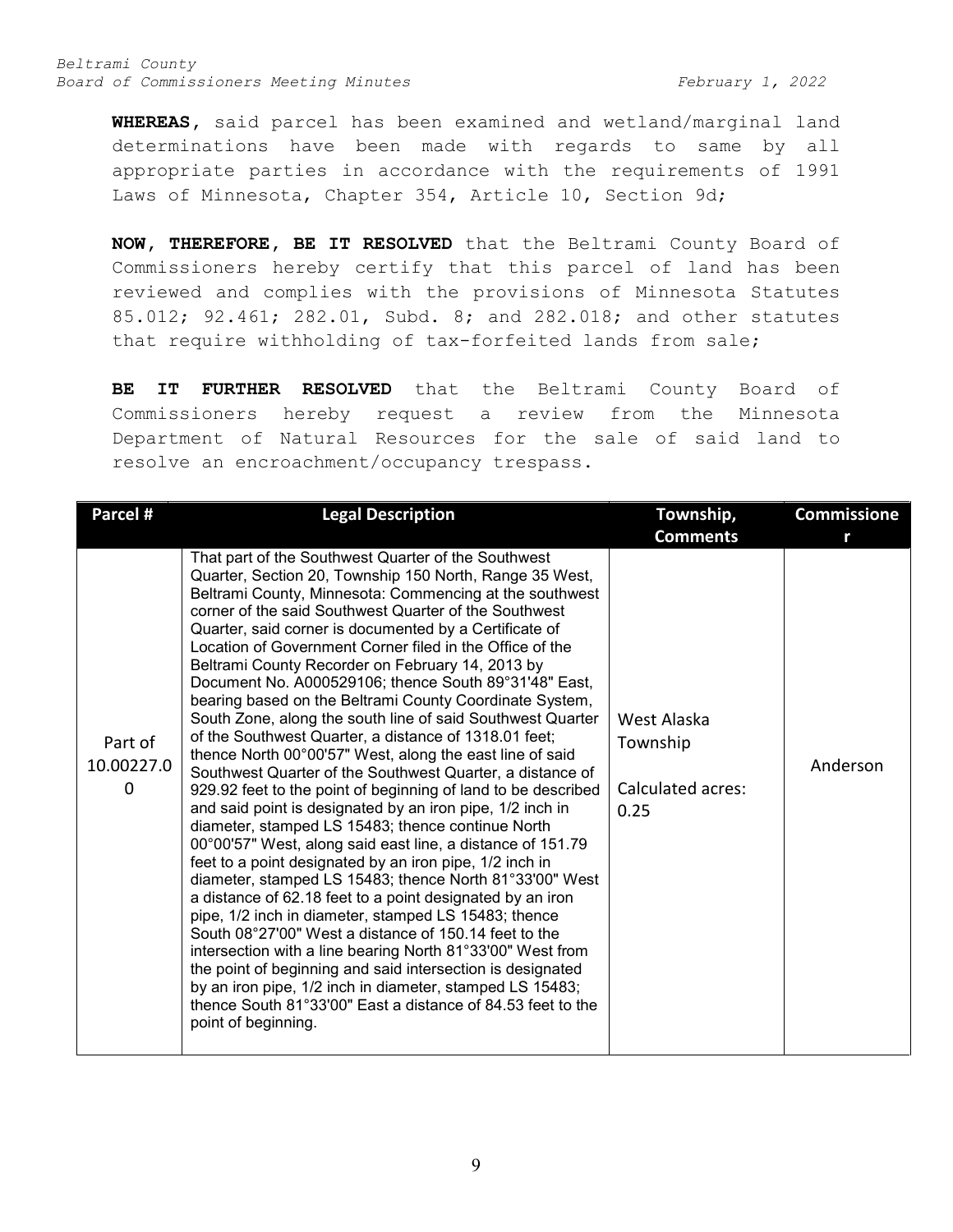**WHEREAS,** said parcel has been examined and wetland/marginal land determinations have been made with regards to same by all appropriate parties in accordance with the requirements of 1991 Laws of Minnesota, Chapter 354, Article 10, Section 9d;

**NOW, THEREFORE, BE IT RESOLVED** that the Beltrami County Board of Commissioners hereby certify that this parcel of land has been reviewed and complies with the provisions of Minnesota Statutes 85.012; 92.461; 282.01, Subd. 8; and 282.018; and other statutes that require withholding of tax-forfeited lands from sale;

**BE IT FURTHER RESOLVED** that the Beltrami County Board of Commissioners hereby request a review from the Minnesota Department of Natural Resources for the sale of said land to resolve an encroachment/occupancy trespass.

| Parcel # | Legal Description | Township, Comments | Commissioner |
|---|---|---|---|
| Part of 10.00227.00 | That part of the Southwest Quarter of the Southwest Quarter, Section 20, Township 150 North, Range 35 West, Beltrami County, Minnesota: Commencing at the southwest corner of the said Southwest Quarter of the Southwest Quarter, said corner is documented by a Certificate of Location of Government Corner filed in the Office of the Beltrami County Recorder on February 14, 2013 by Document No. A000529106; thence South 89°31'48" East, bearing based on the Beltrami County Coordinate System, South Zone, along the south line of said Southwest Quarter of the Southwest Quarter, a distance of 1318.01 feet; thence North 00°00'57" West, along the east line of said Southwest Quarter of the Southwest Quarter, a distance of 929.92 feet to the point of beginning of land to be described and said point is designated by an iron pipe, 1/2 inch in diameter, stamped LS 15483; thence continue North 00°00'57" West, along said east line, a distance of 151.79 feet to a point designated by an iron pipe, 1/2 inch in diameter, stamped LS 15483; thence North 81°33'00" West a distance of 62.18 feet to a point designated by an iron pipe, 1/2 inch in diameter, stamped LS 15483; thence South 08°27'00" West a distance of 150.14 feet to the intersection with a line bearing North 81°33'00" West from the point of beginning and said intersection is designated by an iron pipe, 1/2 inch in diameter, stamped LS 15483; thence South 81°33'00" East a distance of 84.53 feet to the point of beginning. | West Alaska Township<br><br>Calculated acres: 0.25 | Anderson |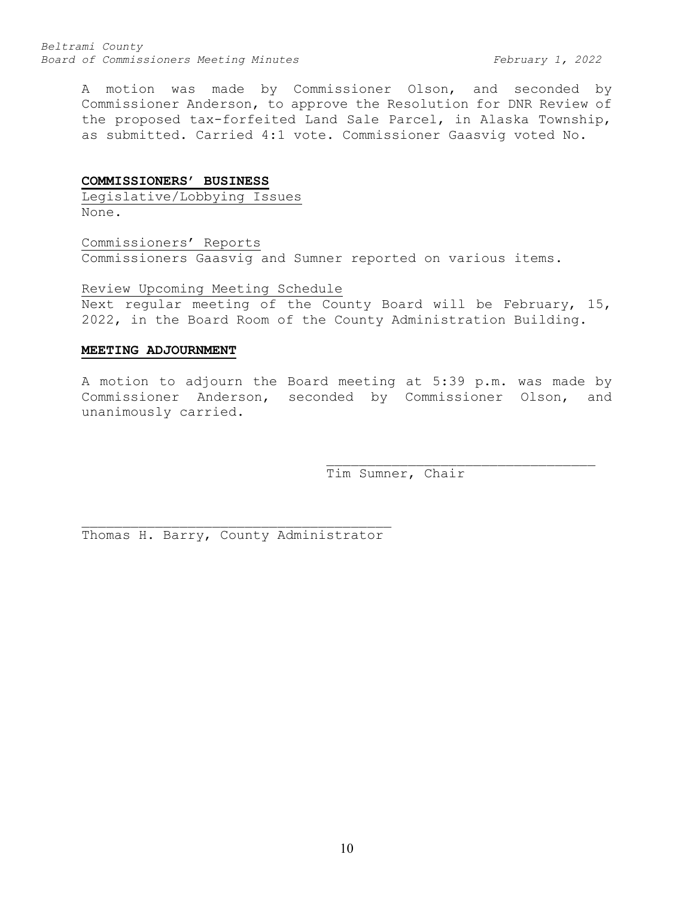A motion was made by Commissioner Olson, and seconded by Commissioner Anderson, to approve the Resolution for DNR Review of the proposed tax-forfeited Land Sale Parcel, in Alaska Township, as submitted. Carried 4:1 vote. Commissioner Gaasvig voted No.

## COMMISSIONERS' BUSINESS

Legislative/Lobbying Issues

None.

Commissioners' Reports

Commissioners Gaasvig and Sumner reported on various items.

Review Upcoming Meeting Schedule

Next regular meeting of the County Board will be February, 15, 2022, in the Board Room of the County Administration Building.

## MEETING ADJOURNMENT

A motion to adjourn the Board meeting at 5:39 p.m. was made by Commissioner Anderson, seconded by Commissioner Olson, and unanimously carried.

___________________________________

Tim Sumner, Chair

________________________________________

Thomas H. Barry, County Administrator